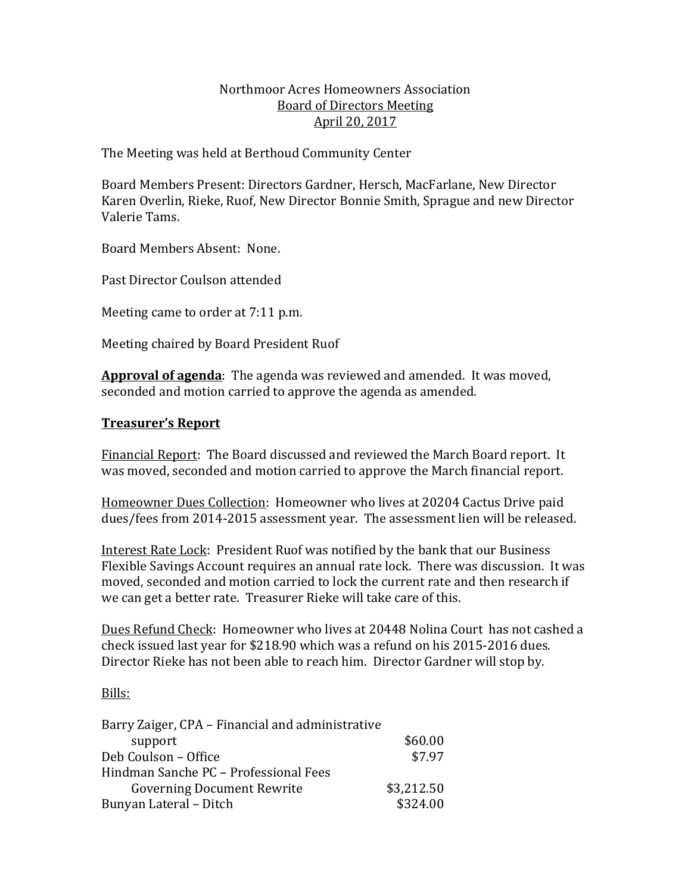Northmoor Acres Homeowners Association
Board of Directors Meeting
April 20, 2017

The Meeting was held at Berthoud Community Center

Board Members Present: Directors Gardner, Hersch, MacFarlane, New Director Karen Overlin, Rieke, Ruof, New Director Bonnie Smith, Sprague and new Director Valerie Tams.

Board Members Absent: None.

Past Director Coulson attended

Meeting came to order at 7:11 p.m.

Meeting chaired by Board President Ruof

**Approval of agenda**: The agenda was reviewed and amended. It was moved, seconded and motion carried to approve the agenda as amended.

## Treasurer's Report

Financial Report: The Board discussed and reviewed the March Board report. It was moved, seconded and motion carried to approve the March financial report.

Homeowner Dues Collection: Homeowner who lives at 20204 Cactus Drive paid dues/fees from 2014-2015 assessment year. The assessment lien will be released.

Interest Rate Lock: President Ruof was notified by the bank that our Business Flexible Savings Account requires an annual rate lock. There was discussion. It was moved, seconded and motion carried to lock the current rate and then research if we can get a better rate. Treasurer Rieke will take care of this.

Dues Refund Check: Homeowner who lives at 20448 Nolina Court has not cashed a check issued last year for $218.90 which was a refund on his 2015-2016 dues. Director Rieke has not been able to reach him. Director Gardner will stop by.

Bills:

| | |
|---|---|
| Barry Zaiger, CPA – Financial and administrative support | $60.00 |
| Deb Coulson – Office | $7.97 |
| Hindman Sanche PC – Professional Fees Governing Document Rewrite | $3,212.50 |
| Bunyan Lateral – Ditch | $324.00 |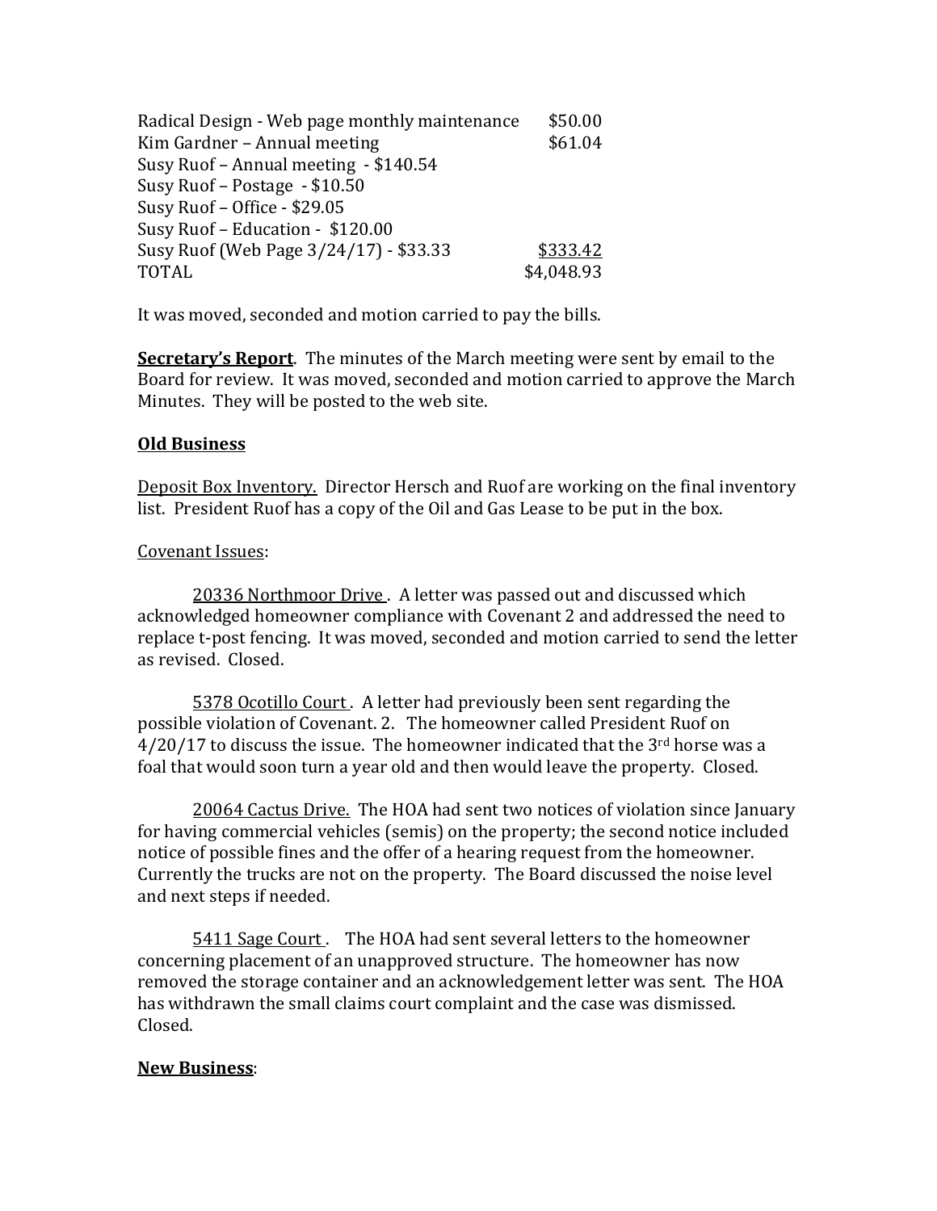| | |
|---|---|
| Radical Design - Web page monthly maintenance | $50.00 |
| Kim Gardner – Annual meeting | $61.04 |
| Susy Ruof – Annual meeting - $140.54 | |
| Susy Ruof – Postage - $10.50 | |
| Susy Ruof – Office - $29.05 | |
| Susy Ruof – Education - $120.00 | |
| Susy Ruof (Web Page 3/24/17) - $33.33 | $333.42 |
| TOTAL | $4,048.93 |

It was moved, seconded and motion carried to pay the bills.

**Secretary's Report**. The minutes of the March meeting were sent by email to the Board for review. It was moved, seconded and motion carried to approve the March Minutes. They will be posted to the web site.

**Old Business**

Deposit Box Inventory. Director Hersch and Ruof are working on the final inventory list. President Ruof has a copy of the Oil and Gas Lease to be put in the box.

Covenant Issues:

20336 Northmoor Drive . A letter was passed out and discussed which acknowledged homeowner compliance with Covenant 2 and addressed the need to replace t-post fencing. It was moved, seconded and motion carried to send the letter as revised. Closed.

5378 Ocotillo Court . A letter had previously been sent regarding the possible violation of Covenant. 2. The homeowner called President Ruof on 4/20/17 to discuss the issue. The homeowner indicated that the 3rd horse was a foal that would soon turn a year old and then would leave the property. Closed.

20064 Cactus Drive. The HOA had sent two notices of violation since January for having commercial vehicles (semis) on the property; the second notice included notice of possible fines and the offer of a hearing request from the homeowner. Currently the trucks are not on the property. The Board discussed the noise level and next steps if needed.

5411 Sage Court . The HOA had sent several letters to the homeowner concerning placement of an unapproved structure. The homeowner has now removed the storage container and an acknowledgement letter was sent. The HOA has withdrawn the small claims court complaint and the case was dismissed. Closed.

**New Business**: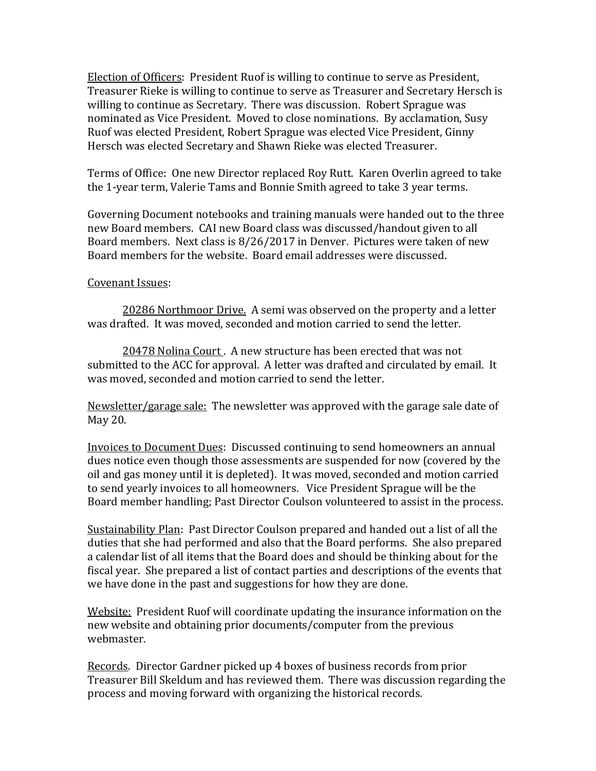<u>Election of Officers</u>: President Ruof is willing to continue to serve as President, Treasurer Rieke is willing to continue to serve as Treasurer and Secretary Hersch is willing to continue as Secretary. There was discussion. Robert Sprague was nominated as Vice President. Moved to close nominations. By acclamation, Susy Ruof was elected President, Robert Sprague was elected Vice President, Ginny Hersch was elected Secretary and Shawn Rieke was elected Treasurer.

Terms of Office: One new Director replaced Roy Rutt. Karen Overlin agreed to take the 1-year term, Valerie Tams and Bonnie Smith agreed to take 3 year terms.

Governing Document notebooks and training manuals were handed out to the three new Board members. CAI new Board class was discussed/handout given to all Board members. Next class is 8/26/2017 in Denver. Pictures were taken of new Board members for the website. Board email addresses were discussed.

<u>Covenant Issues</u>:

<u>20286 Northmoor Drive.</u> A semi was observed on the property and a letter was drafted. It was moved, seconded and motion carried to send the letter.

<u>20478 Nolina Court</u> . A new structure has been erected that was not submitted to the ACC for approval. A letter was drafted and circulated by email. It was moved, seconded and motion carried to send the letter.

<u>Newsletter/garage sale:</u> The newsletter was approved with the garage sale date of May 20.

<u>Invoices to Document Dues</u>: Discussed continuing to send homeowners an annual dues notice even though those assessments are suspended for now (covered by the oil and gas money until it is depleted). It was moved, seconded and motion carried to send yearly invoices to all homeowners. Vice President Sprague will be the Board member handling; Past Director Coulson volunteered to assist in the process.

<u>Sustainability Plan</u>: Past Director Coulson prepared and handed out a list of all the duties that she had performed and also that the Board performs. She also prepared a calendar list of all items that the Board does and should be thinking about for the fiscal year. She prepared a list of contact parties and descriptions of the events that we have done in the past and suggestions for how they are done.

<u>Website:</u> President Ruof will coordinate updating the insurance information on the new website and obtaining prior documents/computer from the previous webmaster.

<u>Records</u>. Director Gardner picked up 4 boxes of business records from prior Treasurer Bill Skeldum and has reviewed them. There was discussion regarding the process and moving forward with organizing the historical records.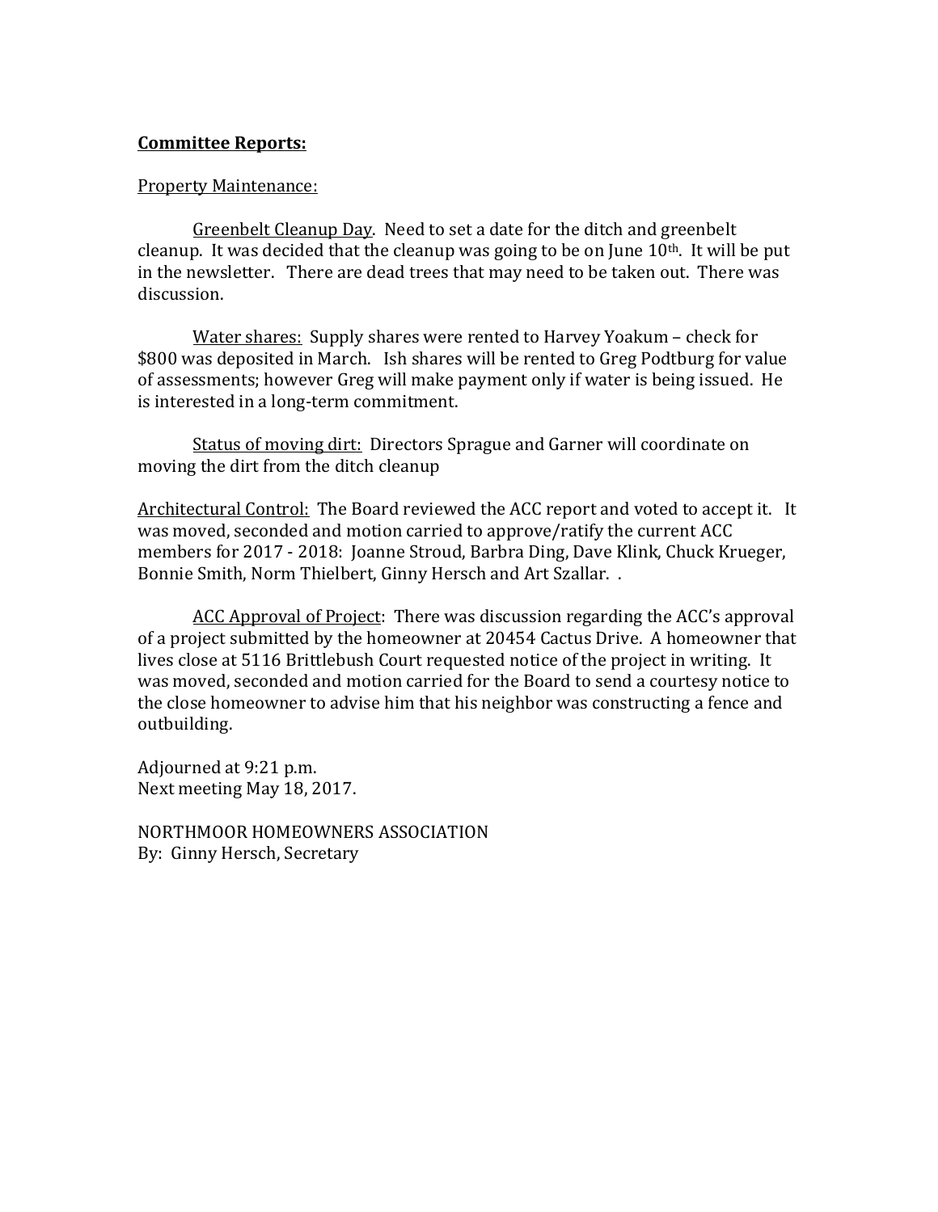**Committee Reports:**

Property Maintenance:

Greenbelt Cleanup Day. Need to set a date for the ditch and greenbelt cleanup. It was decided that the cleanup was going to be on June 10th. It will be put in the newsletter. There are dead trees that may need to be taken out. There was discussion.

Water shares: Supply shares were rented to Harvey Yoakum – check for $800 was deposited in March. Ish shares will be rented to Greg Podtburg for value of assessments; however Greg will make payment only if water is being issued. He is interested in a long-term commitment.

Status of moving dirt: Directors Sprague and Garner will coordinate on moving the dirt from the ditch cleanup

Architectural Control: The Board reviewed the ACC report and voted to accept it. It was moved, seconded and motion carried to approve/ratify the current ACC members for 2017 - 2018: Joanne Stroud, Barbra Ding, Dave Klink, Chuck Krueger, Bonnie Smith, Norm Thielbert, Ginny Hersch and Art Szallar. .

ACC Approval of Project: There was discussion regarding the ACC's approval of a project submitted by the homeowner at 20454 Cactus Drive. A homeowner that lives close at 5116 Brittlebush Court requested notice of the project in writing. It was moved, seconded and motion carried for the Board to send a courtesy notice to the close homeowner to advise him that his neighbor was constructing a fence and outbuilding.

Adjourned at 9:21 p.m.
Next meeting May 18, 2017.

NORTHMOOR HOMEOWNERS ASSOCIATION
By: Ginny Hersch, Secretary